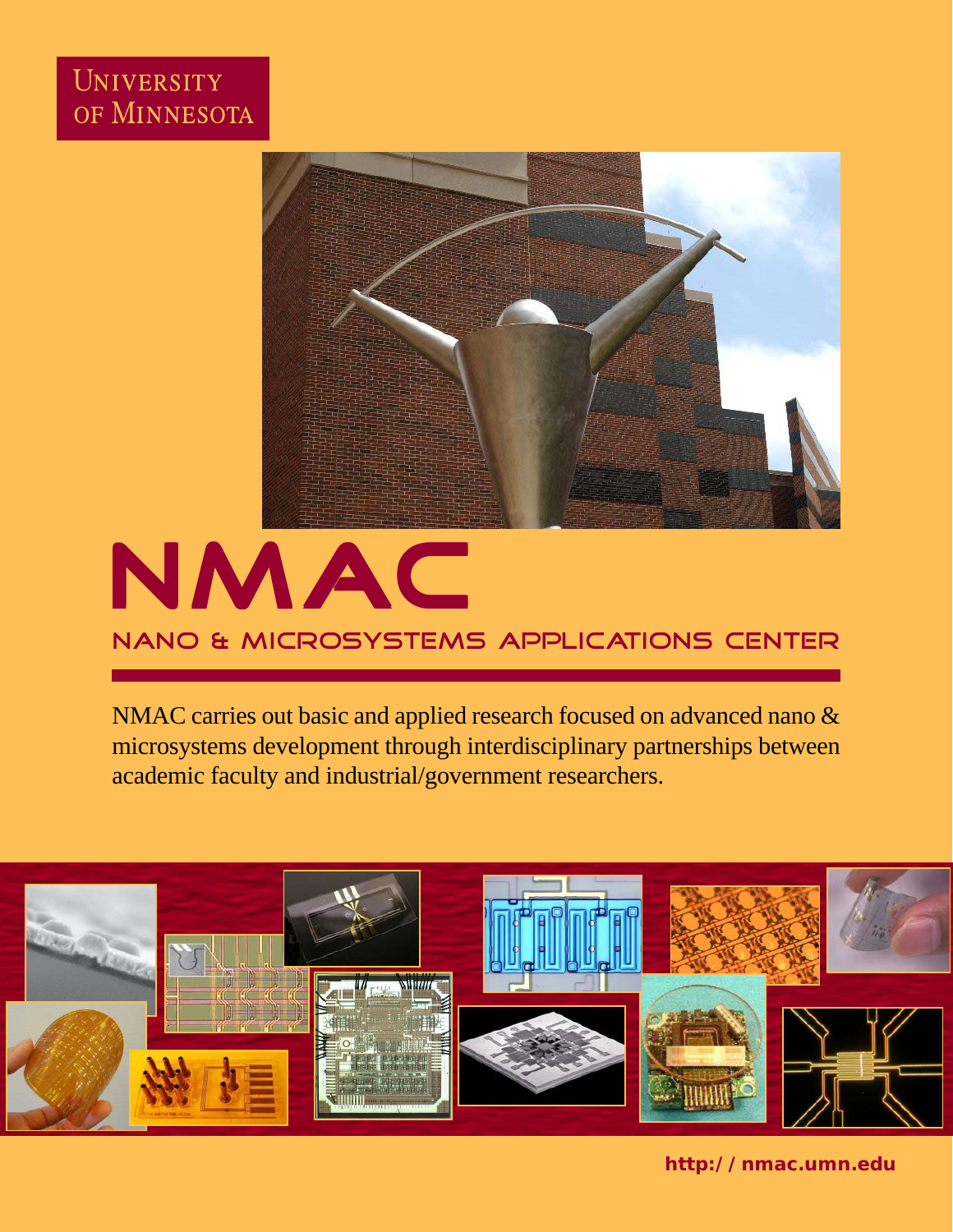UNIVERSITY OF MINNESOTA

# NMAC

## NANO & MICROSYSTEMS APPLICATIONS CENTER

NMAC carries out basic and applied research focused on advanced nano & microsystems development through interdisciplinary partnerships between academic faculty and industrial/government researchers.

**http:/ / nmac.umn.edu**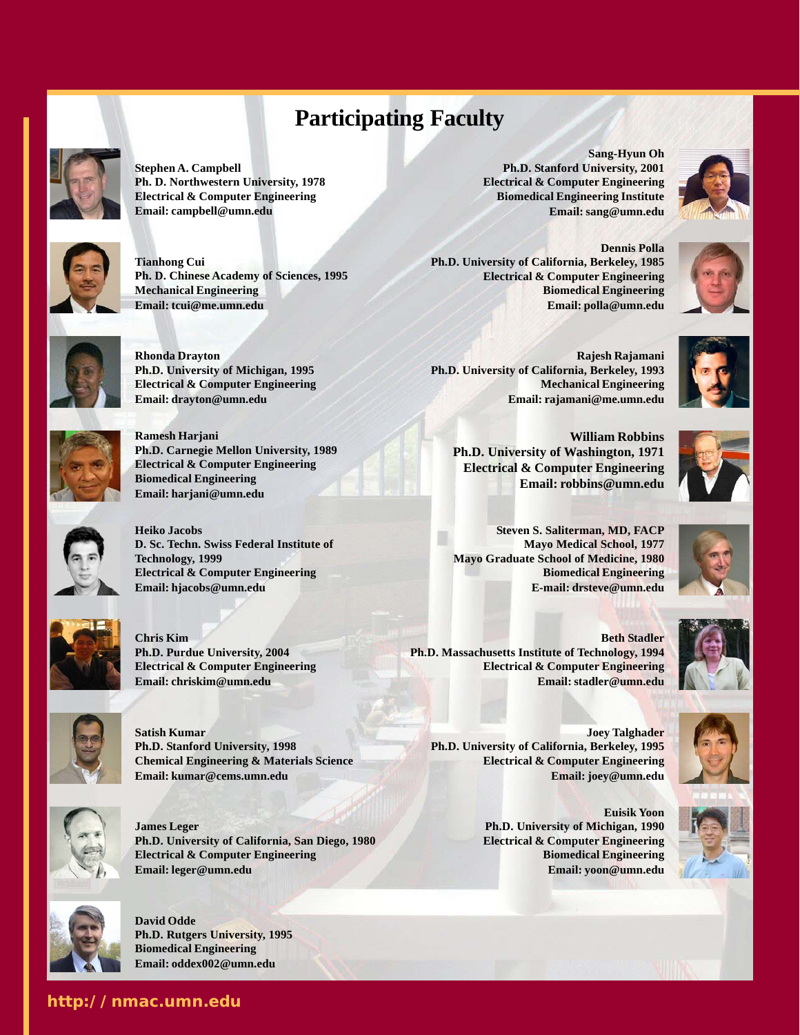# Participating Faculty

**Stephen A. Campbell**
**Ph. D. Northwestern University, 1978**
**Electrical & Computer Engineering**
**Email: campbell@umn.edu**

**Tianhong Cui**
**Ph. D. Chinese Academy of Sciences, 1995**
**Mechanical Engineering**
**Email: tcui@me.umn.edu**

**Rhonda Drayton**
**Ph.D. University of Michigan, 1995**
**Electrical & Computer Engineering**
**Email: drayton@umn.edu**

**Ramesh Harjani**
**Ph.D. Carnegie Mellon University, 1989**
**Electrical & Computer Engineering**
**Biomedical Engineering**
**Email: harjani@umn.edu**

**Heiko Jacobs**
**D. Sc. Techn. Swiss Federal Institute of Technology, 1999**
**Electrical & Computer Engineering**
**Email: hjacobs@umn.edu**

**Chris Kim**
**Ph.D. Purdue University, 2004**
**Electrical & Computer Engineering**
**Email: chriskim@umn.edu**

**Satish Kumar**
**Ph.D. Stanford University, 1998**
**Chemical Engineering & Materials Science**
**Email: kumar@cems.umn.edu**

**James Leger**
**Ph.D. University of California, San Diego, 1980**
**Electrical & Computer Engineering**
**Email: leger@umn.edu**

**David Odde**
**Ph.D. Rutgers University, 1995**
**Biomedical Engineering**
**Email: oddex002@umn.edu**

**Sang-Hyun Oh**
**Ph.D. Stanford University, 2001**
**Electrical & Computer Engineering**
**Biomedical Engineering Institute**
**Email: sang@umn.edu**

**Dennis Polla**
**Ph.D. University of California, Berkeley, 1985**
**Electrical & Computer Engineering**
**Biomedical Engineering**
**Email: polla@umn.edu**

**Rajesh Rajamani**
**Ph.D. University of California, Berkeley, 1993**
**Mechanical Engineering**
**Email: rajamani@me.umn.edu**

**William Robbins**
**Ph.D. University of Washington, 1971**
**Electrical & Computer Engineering**
**Email: robbins@umn.edu**

**Steven S. Saliterman, MD, FACP**
**Mayo Medical School, 1977**
**Mayo Graduate School of Medicine, 1980**
**Biomedical Engineering**
**E-mail: drsteve@umn.edu**

**Beth Stadler**
**Ph.D. Massachusetts Institute of Technology, 1994**
**Electrical & Computer Engineering**
**Email: stadler@umn.edu**

**Joey Talghader**
**Ph.D. University of California, Berkeley, 1995**
**Electrical & Computer Engineering**
**Email: joey@umn.edu**

**Euisik Yoon**
**Ph.D. University of Michigan, 1990**
**Electrical & Computer Engineering**
**Biomedical Engineering**
**Email: yoon@umn.edu**

**http://nmac.umn.edu**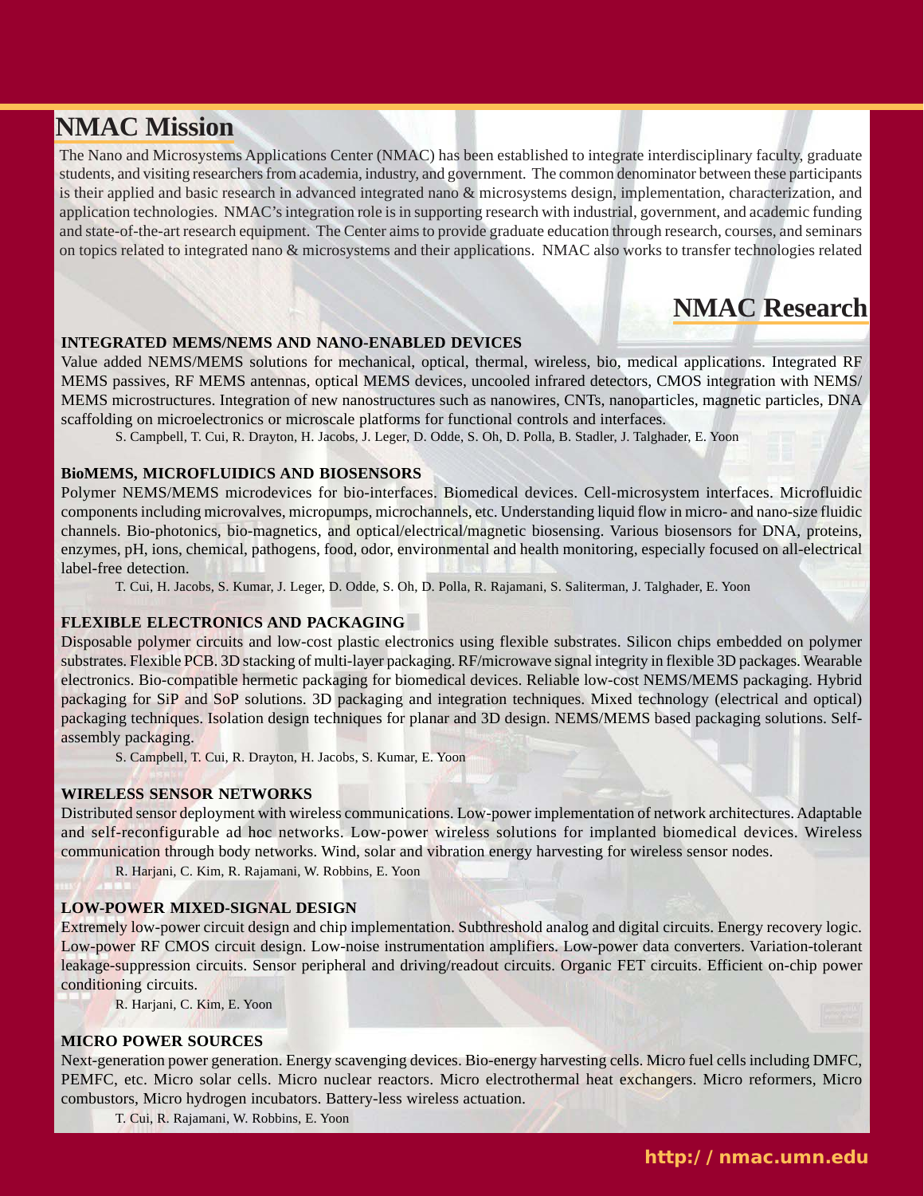# NMAC Mission

The Nano and Microsystems Applications Center (NMAC) has been established to integrate interdisciplinary faculty, graduate students, and visiting researchers from academia, industry, and government. The common denominator between these participants is their applied and basic research in advanced integrated nano & microsystems design, implementation, characterization, and application technologies. NMAC's integration role is in supporting research with industrial, government, and academic funding and state-of-the-art research equipment. The Center aims to provide graduate education through research, courses, and seminars on topics related to integrated nano & microsystems and their applications. NMAC also works to transfer technologies related

# NMAC Research

**INTEGRATED MEMS/NEMS AND NANO-ENABLED DEVICES**

Value added NEMS/MEMS solutions for mechanical, optical, thermal, wireless, bio, medical applications. Integrated RF MEMS passives, RF MEMS antennas, optical MEMS devices, uncooled infrared detectors, CMOS integration with NEMS/MEMS microstructures. Integration of new nanostructures such as nanowires, CNTs, nanoparticles, magnetic particles, DNA scaffolding on microelectronics or microscale platforms for functional controls and interfaces.

S. Campbell, T. Cui, R. Drayton, H. Jacobs, J. Leger, D. Odde, S. Oh, D. Polla, B. Stadler, J. Talghader, E. Yoon

**BioMEMS, MICROFLUIDICS AND BIOSENSORS**

Polymer NEMS/MEMS microdevices for bio-interfaces. Biomedical devices. Cell-microsystem interfaces. Microfluidic components including microvalves, micropumps, microchannels, etc. Understanding liquid flow in micro- and nano-size fluidic channels. Bio-photonics, bio-magnetics, and optical/electrical/magnetic biosensing. Various biosensors for DNA, proteins, enzymes, pH, ions, chemical, pathogens, food, odor, environmental and health monitoring, especially focused on all-electrical label-free detection.

T. Cui, H. Jacobs, S. Kumar, J. Leger, D. Odde, S. Oh, D. Polla, R. Rajamani, S. Saliterman, J. Talghader, E. Yoon

**FLEXIBLE ELECTRONICS AND PACKAGING**

Disposable polymer circuits and low-cost plastic electronics using flexible substrates. Silicon chips embedded on polymer substrates. Flexible PCB. 3D stacking of multi-layer packaging. RF/microwave signal integrity in flexible 3D packages. Wearable electronics. Bio-compatible hermetic packaging for biomedical devices. Reliable low-cost NEMS/MEMS packaging. Hybrid packaging for SiP and SoP solutions. 3D packaging and integration techniques. Mixed technology (electrical and optical) packaging techniques. Isolation design techniques for planar and 3D design. NEMS/MEMS based packaging solutions. Self-assembly packaging.

S. Campbell, T. Cui, R. Drayton, H. Jacobs, S. Kumar, E. Yoon

**WIRELESS SENSOR NETWORKS**

Distributed sensor deployment with wireless communications. Low-power implementation of network architectures. Adaptable and self-reconfigurable ad hoc networks. Low-power wireless solutions for implanted biomedical devices. Wireless communication through body networks. Wind, solar and vibration energy harvesting for wireless sensor nodes.

R. Harjani, C. Kim, R. Rajamani, W. Robbins, E. Yoon

**LOW-POWER MIXED-SIGNAL DESIGN**

Extremely low-power circuit design and chip implementation. Subthreshold analog and digital circuits. Energy recovery logic. Low-power RF CMOS circuit design. Low-noise instrumentation amplifiers. Low-power data converters. Variation-tolerant leakage-suppression circuits. Sensor peripheral and driving/readout circuits. Organic FET circuits. Efficient on-chip power conditioning circuits.

R. Harjani, C. Kim, E. Yoon

**MICRO POWER SOURCES**

Next-generation power generation. Energy scavenging devices. Bio-energy harvesting cells. Micro fuel cells including DMFC, PEMFC, etc. Micro solar cells. Micro nuclear reactors. Micro electrothermal heat exchangers. Micro reformers, Micro combustors, Micro hydrogen incubators. Battery-less wireless actuation.

T. Cui, R. Rajamani, W. Robbins, E. Yoon

**http://nmac.umn.edu**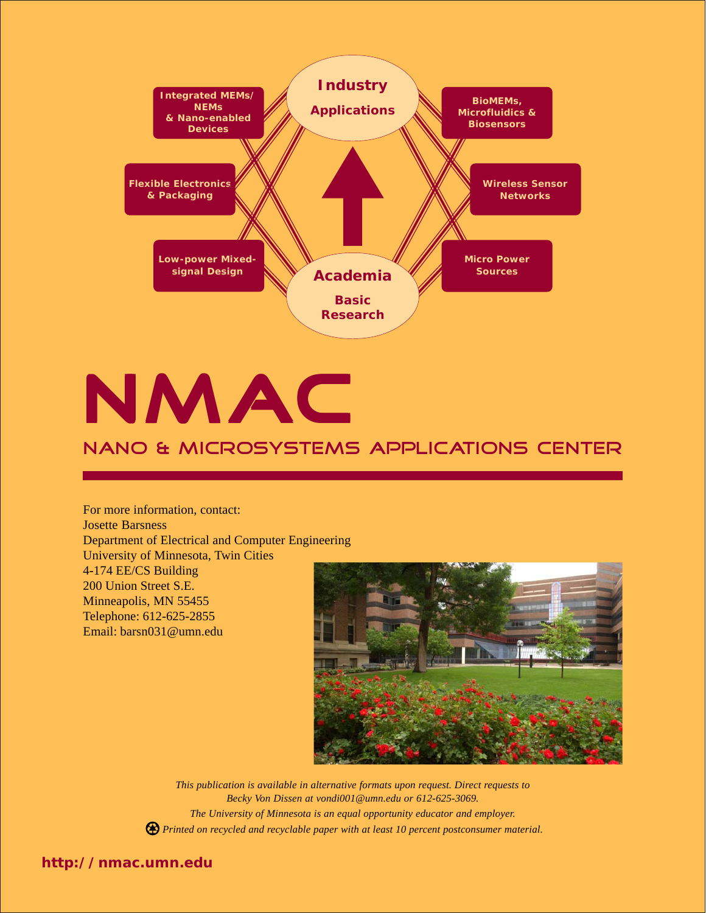Industry

Applications

Integrated MEMs/ NEMs & Nano-enabled Devices

BioMEMs, Microfluidics & Biosensors

Flexible Electronics & Packaging

Wireless Sensor Networks

Low-power Mixed-signal Design

Micro Power Sources

Academia

Basic Research

# NMAC

## NANO & MICROSYSTEMS APPLICATIONS CENTER

For more information, contact:
Josette Barsness
Department of Electrical and Computer Engineering
University of Minnesota, Twin Cities
4-174 EE/CS Building
200 Union Street S.E.
Minneapolis, MN 55455
Telephone: 612-625-2855
Email: barsn031@umn.edu

*This publication is available in alternative formats upon request. Direct requests to Becky Von Dissen at vondi001@umn.edu or 612-625-3069.*

*The University of Minnesota is an equal opportunity educator and employer.*

*Printed on recycled and recyclable paper with at least 10 percent postconsumer material.*

**http://nmac.umn.edu**